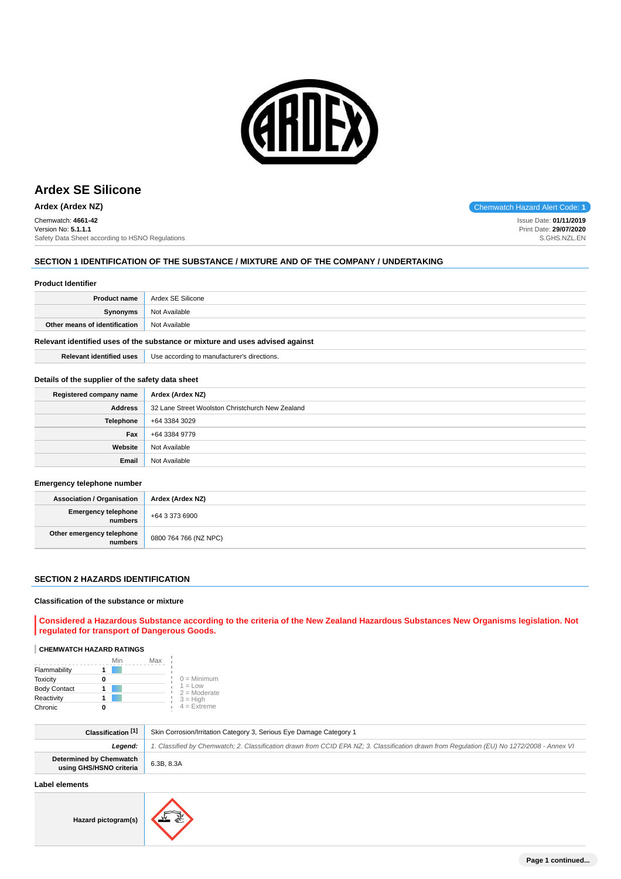# Ardex SE Silicone

**Ardex (Ardex NZ)**

Chemwatch Hazard Alert Code: **1**

Chemwatch: **4661-42**
Version No: **5.1.1.1**
Safety Data Sheet according to HSNO Regulations

Issue Date: **01/11/2019**
Print Date: **29/07/2020**
S.GHS.NZL.EN

## SECTION 1 IDENTIFICATION OF THE SUBSTANCE / MIXTURE AND OF THE COMPANY / UNDERTAKING

### Product Identifier

| | |
|---|---|
| **Product name** | Ardex SE Silicone |
| **Synonyms** | Not Available |
| **Other means of identification** | Not Available |

### Relevant identified uses of the substance or mixture and uses advised against

| | |
|---|---|
| **Relevant identified uses** | Use according to manufacturer's directions. |

### Details of the supplier of the safety data sheet

| | |
|---|---|
| **Registered company name** | **Ardex (Ardex NZ)** |
| **Address** | 32 Lane Street Woolston Christchurch New Zealand |
| **Telephone** | +64 3384 3029 |
| **Fax** | +64 3384 9779 |
| **Website** | Not Available |
| **Email** | Not Available |

### Emergency telephone number

| | |
|---|---|
| **Association / Organisation** | **Ardex (Ardex NZ)** |
| **Emergency telephone numbers** | +64 3 373 6900 |
| **Other emergency telephone numbers** | 0800 764 766 (NZ NPC) |

## SECTION 2 HAZARDS IDENTIFICATION

### Classification of the substance or mixture

**Considered a Hazardous Substance according to the criteria of the New Zealand Hazardous Substances New Organisms legislation. Not regulated for transport of Dangerous Goods.**

**CHEMWATCH HAZARD RATINGS**

| | | Min | Max |
|---|---|---|---|
| Flammability | 1 | | |
| Toxicity | 0 | | |
| Body Contact | 1 | | |
| Reactivity | 1 | | |
| Chronic | 0 | | |

0 = Minimum
1 = Low
2 = Moderate
3 = High
4 = Extreme

| | |
|---|---|
| **Classification [1]** | Skin Corrosion/Irritation Category 3, Serious Eye Damage Category 1 |
| ***Legend:*** | *1. Classified by Chemwatch; 2. Classification drawn from CCID EPA NZ; 3. Classification drawn from Regulation (EU) No 1272/2008 - Annex VI* |
| **Determined by Chemwatch using GHS/HSNO criteria** | 6.3B, 8.3A |

### Label elements

| | |
|---|---|
| **Hazard pictogram(s)** | |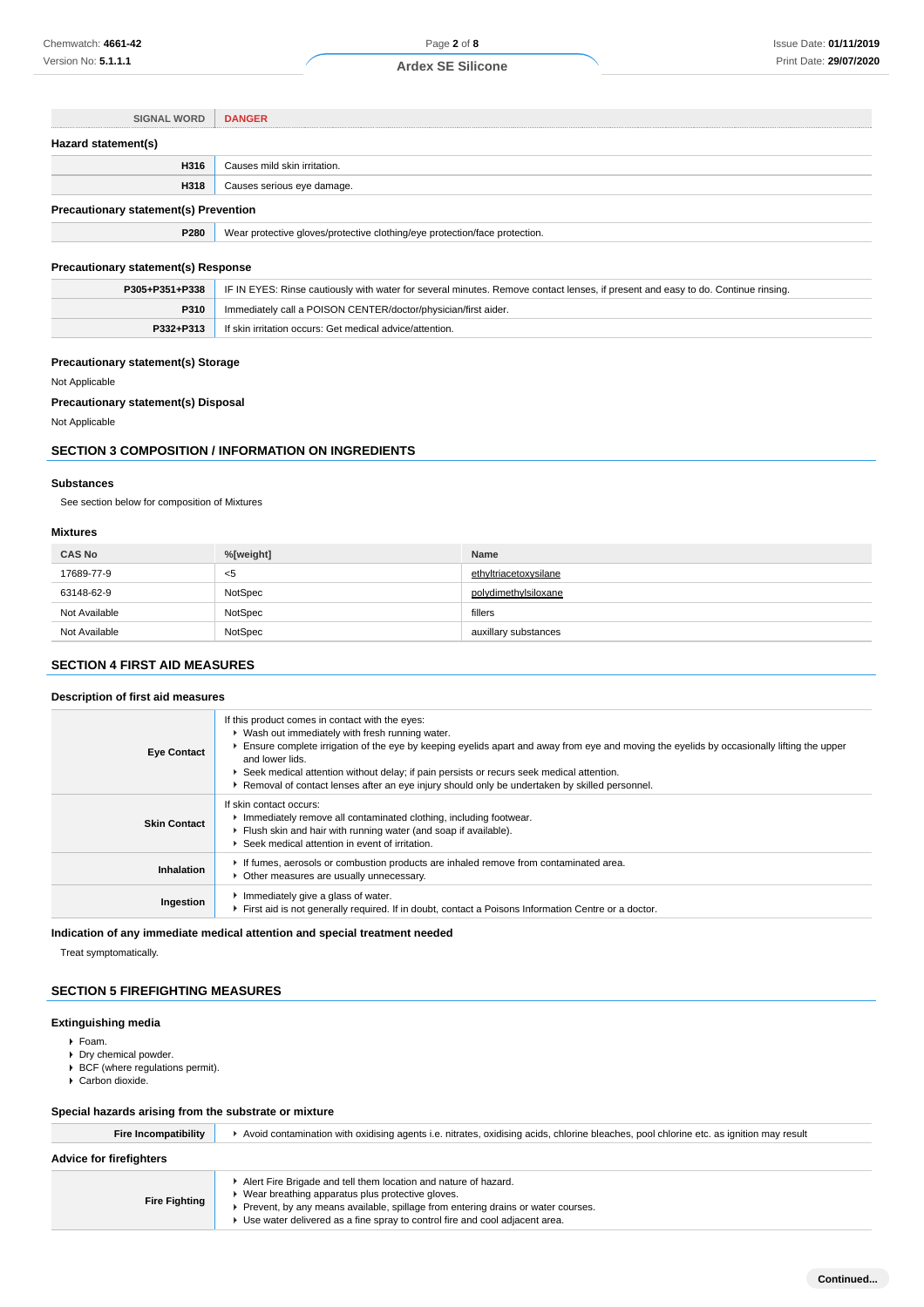| SIGNAL WORD | DANGER |
|---|---|

### Hazard statement(s)

| | |
|---|---|
| H316 | Causes mild skin irritation. |
| H318 | Causes serious eye damage. |

### Precautionary statement(s) Prevention

| | |
|---|---|
| P280 | Wear protective gloves/protective clothing/eye protection/face protection. |

### Precautionary statement(s) Response

| | |
|---|---|
| P305+P351+P338 | IF IN EYES: Rinse cautiously with water for several minutes. Remove contact lenses, if present and easy to do. Continue rinsing. |
| P310 | Immediately call a POISON CENTER/doctor/physician/first aider. |
| P332+P313 | If skin irritation occurs: Get medical advice/attention. |

### Precautionary statement(s) Storage

Not Applicable

### Precautionary statement(s) Disposal

Not Applicable

## SECTION 3 COMPOSITION / INFORMATION ON INGREDIENTS

### Substances

See section below for composition of Mixtures

### Mixtures

| CAS No | %[weight] | Name |
|---|---|---|
| 17689-77-9 | <5 | ethyltriacetoxysilane |
| 63148-62-9 | NotSpec | polydimethylsiloxane |
| Not Available | NotSpec | fillers |
| Not Available | NotSpec | auxillary substances |

## SECTION 4 FIRST AID MEASURES

### Description of first aid measures

| | |
|---|---|
| Eye Contact | If this product comes in contact with the eyes:<br>▸ Wash out immediately with fresh running water.<br>▸ Ensure complete irrigation of the eye by keeping eyelids apart and away from eye and moving the eyelids by occasionally lifting the upper and lower lids.<br>▸ Seek medical attention without delay; if pain persists or recurs seek medical attention.<br>▸ Removal of contact lenses after an eye injury should only be undertaken by skilled personnel. |
| Skin Contact | If skin contact occurs:<br>▸ Immediately remove all contaminated clothing, including footwear.<br>▸ Flush skin and hair with running water (and soap if available).<br>▸ Seek medical attention in event of irritation. |
| Inhalation | ▸ If fumes, aerosols or combustion products are inhaled remove from contaminated area.<br>▸ Other measures are usually unnecessary. |
| Ingestion | ▸ Immediately give a glass of water.<br>▸ First aid is not generally required. If in doubt, contact a Poisons Information Centre or a doctor. |

### Indication of any immediate medical attention and special treatment needed

Treat symptomatically.

## SECTION 5 FIREFIGHTING MEASURES

### Extinguishing media

- Foam.
- Dry chemical powder.
- BCF (where regulations permit).
- Carbon dioxide.

### Special hazards arising from the substrate or mixture

| | |
|---|---|
| Fire Incompatibility | ▸ Avoid contamination with oxidising agents i.e. nitrates, oxidising acids, chlorine bleaches, pool chlorine etc. as ignition may result |

### Advice for firefighters

| | |
|---|---|
| Fire Fighting | ▸ Alert Fire Brigade and tell them location and nature of hazard.<br>▸ Wear breathing apparatus plus protective gloves.<br>▸ Prevent, by any means available, spillage from entering drains or water courses.<br>▸ Use water delivered as a fine spray to control fire and cool adjacent area. |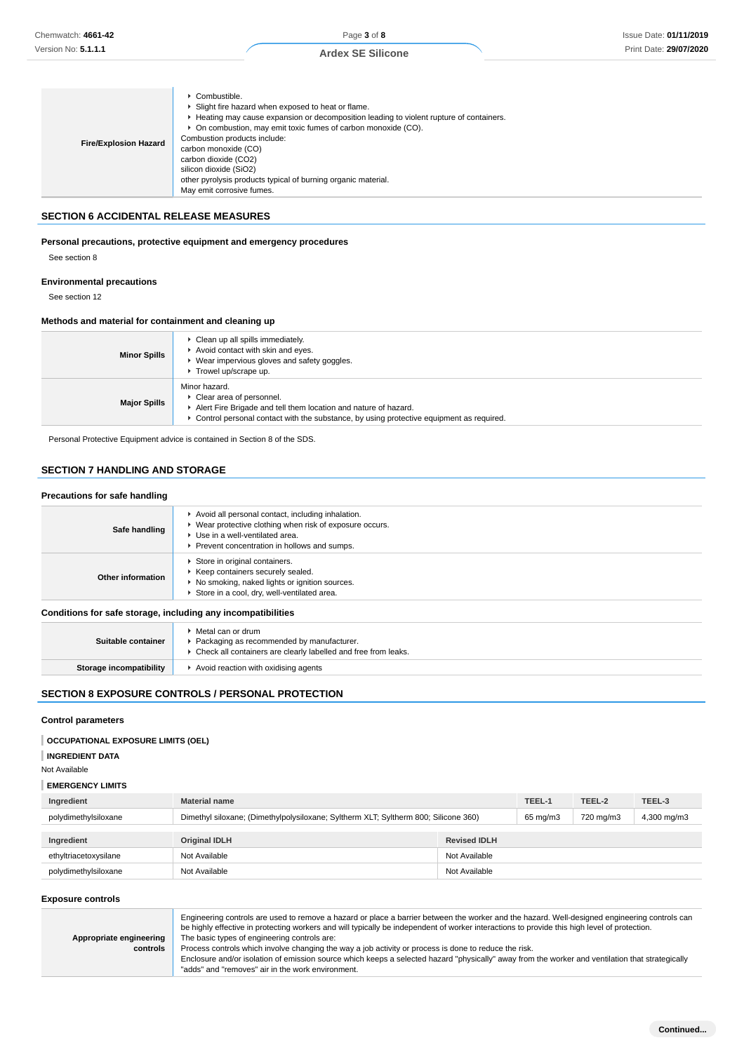| | |
|---|---|
| **Fire/Explosion Hazard** | ▸ Combustible.<br>▸ Slight fire hazard when exposed to heat or flame.<br>▸ Heating may cause expansion or decomposition leading to violent rupture of containers.<br>▸ On combustion, may emit toxic fumes of carbon monoxide (CO).<br>Combustion products include:<br>carbon monoxide (CO)<br>carbon dioxide (CO2)<br>silicon dioxide (SiO2)<br>other pyrolysis products typical of burning organic material.<br>May emit corrosive fumes. |

## SECTION 6 ACCIDENTAL RELEASE MEASURES

### Personal precautions, protective equipment and emergency procedures

See section 8

### Environmental precautions

See section 12

### Methods and material for containment and cleaning up

| | |
|---|---|
| **Minor Spills** | ▸ Clean up all spills immediately.<br>▸ Avoid contact with skin and eyes.<br>▸ Wear impervious gloves and safety goggles.<br>▸ Trowel up/scrape up. |
| **Major Spills** | Minor hazard.<br>▸ Clear area of personnel.<br>▸ Alert Fire Brigade and tell them location and nature of hazard.<br>▸ Control personal contact with the substance, by using protective equipment as required. |

Personal Protective Equipment advice is contained in Section 8 of the SDS.

## SECTION 7 HANDLING AND STORAGE

### Precautions for safe handling

| | |
|---|---|
| **Safe handling** | ▸ Avoid all personal contact, including inhalation.<br>▸ Wear protective clothing when risk of exposure occurs.<br>▸ Use in a well-ventilated area.<br>▸ Prevent concentration in hollows and sumps. |
| **Other information** | ▸ Store in original containers.<br>▸ Keep containers securely sealed.<br>▸ No smoking, naked lights or ignition sources.<br>▸ Store in a cool, dry, well-ventilated area. |

### Conditions for safe storage, including any incompatibilities

| | |
|---|---|
| **Suitable container** | ▸ Metal can or drum<br>▸ Packaging as recommended by manufacturer.<br>▸ Check all containers are clearly labelled and free from leaks. |
| **Storage incompatibility** | ▸ Avoid reaction with oxidising agents |

## SECTION 8 EXPOSURE CONTROLS / PERSONAL PROTECTION

### Control parameters

**OCCUPATIONAL EXPOSURE LIMITS (OEL)**

**INGREDIENT DATA**

Not Available

**EMERGENCY LIMITS**

| Ingredient | Material name | TEEL-1 | TEEL-2 | TEEL-3 |
|---|---|---|---|---|
| polydimethylsiloxane | Dimethyl siloxane; (Dimethylpolysiloxane; Syltherm XLT; Syltherm 800; Silicone 360) | 65 mg/m3 | 720 mg/m3 | 4,300 mg/m3 |

| Ingredient | Original IDLH | Revised IDLH |
|---|---|---|
| ethyltriacetoxysilane | Not Available | Not Available |
| polydimethylsiloxane | Not Available | Not Available |

### Exposure controls

| | |
|---|---|
| **Appropriate engineering controls** | Engineering controls are used to remove a hazard or place a barrier between the worker and the hazard. Well-designed engineering controls can be highly effective in protecting workers and will typically be independent of worker interactions to provide this high level of protection.<br>The basic types of engineering controls are:<br>Process controls which involve changing the way a job activity or process is done to reduce the risk.<br>Enclosure and/or isolation of emission source which keeps a selected hazard "physically" away from the worker and ventilation that strategically "adds" and "removes" air in the work environment. |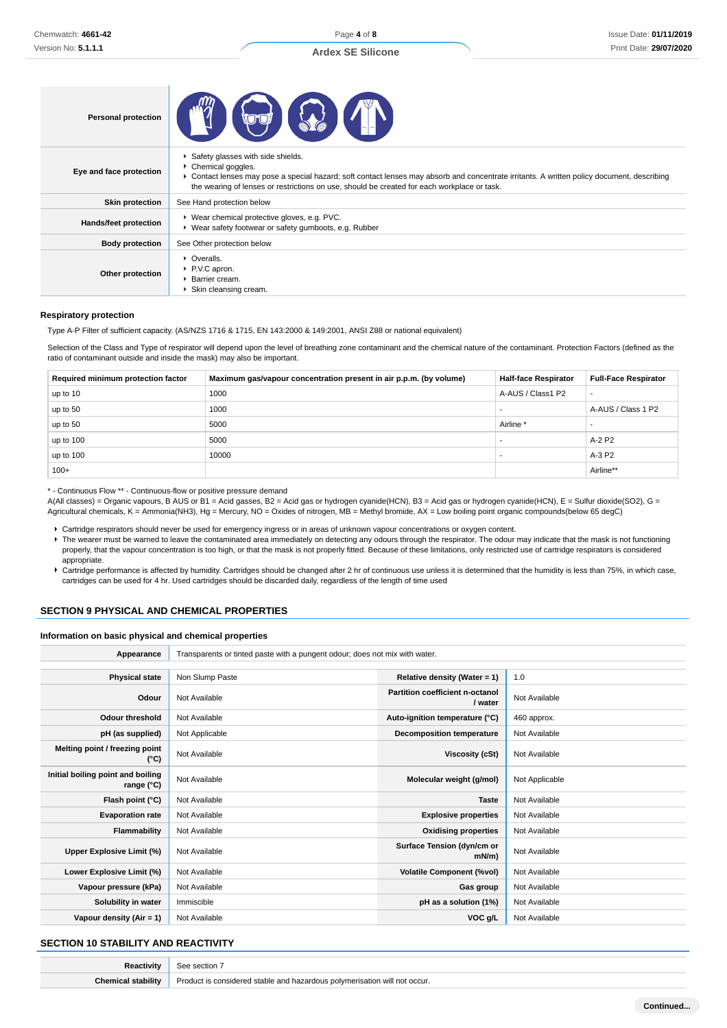| Personal protection | |
|---|---|
| Eye and face protection | - Safety glasses with side shields.<br>- Chemical goggles.<br>- Contact lenses may pose a special hazard; soft contact lenses may absorb and concentrate irritants. A written policy document, describing the wearing of lenses or restrictions on use, should be created for each workplace or task. |
| Skin protection | See Hand protection below |
| Hands/feet protection | - Wear chemical protective gloves, e.g. PVC.<br>- Wear safety footwear or safety gumboots, e.g. Rubber |
| Body protection | See Other protection below |
| Other protection | - Overalls.<br>- P.V.C apron.<br>- Barrier cream.<br>- Skin cleansing cream. |

### Respiratory protection

Type A-P Filter of sufficient capacity. (AS/NZS 1716 & 1715, EN 143:2000 & 149:2001, ANSI Z88 or national equivalent)

Selection of the Class and Type of respirator will depend upon the level of breathing zone contaminant and the chemical nature of the contaminant. Protection Factors (defined as the ratio of contaminant outside and inside the mask) may also be important.

| Required minimum protection factor | Maximum gas/vapour concentration present in air p.p.m. (by volume) | Half-face Respirator | Full-Face Respirator |
|---|---|---|---|
| up to 10 | 1000 | A-AUS / Class1 P2 | - |
| up to 50 | 1000 | - | A-AUS / Class 1 P2 |
| up to 50 | 5000 | Airline * | - |
| up to 100 | 5000 | - | A-2 P2 |
| up to 100 | 10000 | - | A-3 P2 |
| 100+ | | | Airline** |

* - Continuous Flow ** - Continuous-flow or positive pressure demand
A(All classes) = Organic vapours, B AUS or B1 = Acid gasses, B2 = Acid gas or hydrogen cyanide(HCN), B3 = Acid gas or hydrogen cyanide(HCN), E = Sulfur dioxide(SO2), G = Agricultural chemicals, K = Ammonia(NH3), Hg = Mercury, NO = Oxides of nitrogen, MB = Methyl bromide, AX = Low boiling point organic compounds(below 65 degC)

- Cartridge respirators should never be used for emergency ingress or in areas of unknown vapour concentrations or oxygen content.
- The wearer must be warned to leave the contaminated area immediately on detecting any odours through the respirator. The odour may indicate that the mask is not functioning properly, that the vapour concentration is too high, or that the mask is not properly fitted. Because of these limitations, only restricted use of cartridge respirators is considered appropriate.
- Cartridge performance is affected by humidity. Cartridges should be changed after 2 hr of continuous use unless it is determined that the humidity is less than 75%, in which case, cartridges can be used for 4 hr. Used cartridges should be discarded daily, regardless of the length of time used

## SECTION 9 PHYSICAL AND CHEMICAL PROPERTIES

### Information on basic physical and chemical properties

| Appearance | Transparents or tinted paste with a pungent odour; does not mix with water. | | |
|---|---|---|---|
| Physical state | Non Slump Paste | Relative density (Water = 1) | 1.0 |
| Odour | Not Available | Partition coefficient n-octanol / water | Not Available |
| Odour threshold | Not Available | Auto-ignition temperature (°C) | 460 approx. |
| pH (as supplied) | Not Applicable | Decomposition temperature | Not Available |
| Melting point / freezing point (°C) | Not Available | Viscosity (cSt) | Not Available |
| Initial boiling point and boiling range (°C) | Not Available | Molecular weight (g/mol) | Not Applicable |
| Flash point (°C) | Not Available | Taste | Not Available |
| Evaporation rate | Not Available | Explosive properties | Not Available |
| Flammability | Not Available | Oxidising properties | Not Available |
| Upper Explosive Limit (%) | Not Available | Surface Tension (dyn/cm or mN/m) | Not Available |
| Lower Explosive Limit (%) | Not Available | Volatile Component (%vol) | Not Available |
| Vapour pressure (kPa) | Not Available | Gas group | Not Available |
| Solubility in water | Immiscible | pH as a solution (1%) | Not Available |
| Vapour density (Air = 1) | Not Available | VOC g/L | Not Available |

## SECTION 10 STABILITY AND REACTIVITY

| Reactivity | See section 7 |
|---|---|
| Chemical stability | Product is considered stable and hazardous polymerisation will not occur. |

**Continued...**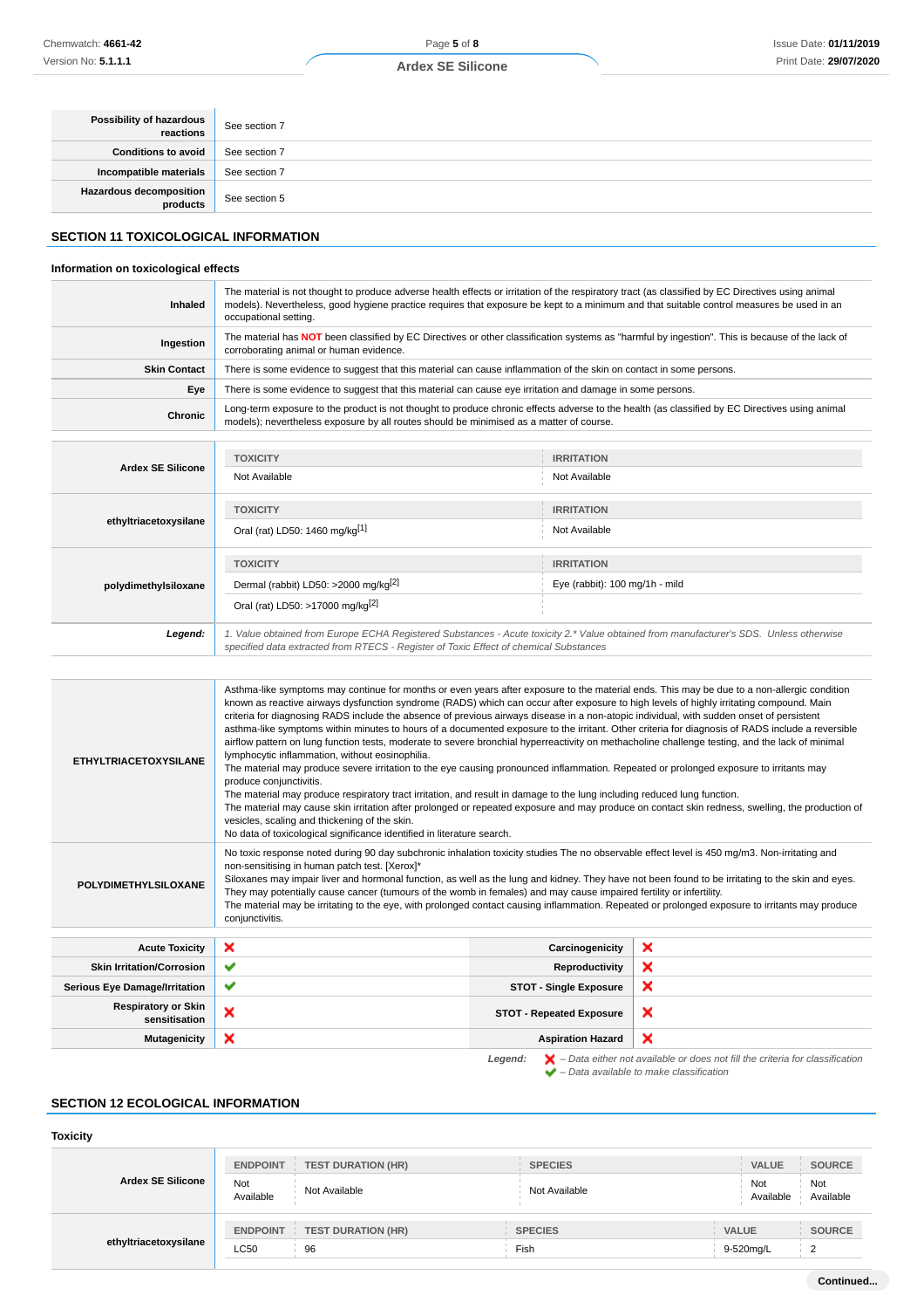| | |
|---|---|
| **Possibility of hazardous reactions** | See section 7 |
| **Conditions to avoid** | See section 7 |
| **Incompatible materials** | See section 7 |
| **Hazardous decomposition products** | See section 5 |

## SECTION 11 TOXICOLOGICAL INFORMATION

### Information on toxicological effects

| | |
|---|---|
| **Inhaled** | The material is not thought to produce adverse health effects or irritation of the respiratory tract (as classified by EC Directives using animal models). Nevertheless, good hygiene practice requires that exposure be kept to a minimum and that suitable control measures be used in an occupational setting. |
| **Ingestion** | The material has **NOT** been classified by EC Directives or other classification systems as "harmful by ingestion". This is because of the lack of corroborating animal or human evidence. |
| **Skin Contact** | There is some evidence to suggest that this material can cause inflammation of the skin on contact in some persons. |
| **Eye** | There is some evidence to suggest that this material can cause eye irritation and damage in some persons. |
| **Chronic** | Long-term exposure to the product is not thought to produce chronic effects adverse to the health (as classified by EC Directives using animal models); nevertheless exposure by all routes should be minimised as a matter of course. |

| | TOXICITY | IRRITATION |
|---|---|---|
| **Ardex SE Silicone** | Not Available | Not Available |
| **ethyltriacetoxysilane** | Oral (rat) LD50: 1460 mg/kg[1] | Not Available |
| **polydimethylsiloxane** | Dermal (rabbit) LD50: >2000 mg/kg[2] | Eye (rabbit): 100 mg/1h - mild |
| | Oral (rat) LD50: >17000 mg/kg[2] | |
| ***Legend:*** | *1. Value obtained from Europe ECHA Registered Substances - Acute toxicity 2.\* Value obtained from manufacturer's SDS. Unless otherwise specified data extracted from RTECS - Register of Toxic Effect of chemical Substances* | |

| | |
|---|---|
| **ETHYLTRIACETOXYSILANE** | Asthma-like symptoms may continue for months or even years after exposure to the material ends. This may be due to a non-allergic condition known as reactive airways dysfunction syndrome (RADS) which can occur after exposure to high levels of highly irritating compound. Main criteria for diagnosing RADS include the absence of previous airways disease in a non-atopic individual, with sudden onset of persistent asthma-like symptoms within minutes to hours of a documented exposure to the irritant. Other criteria for diagnosis of RADS include a reversible airflow pattern on lung function tests, moderate to severe bronchial hyperreactivity on methacholine challenge testing, and the lack of minimal lymphocytic inflammation, without eosinophilia.<br>The material may produce severe irritation to the eye causing pronounced inflammation. Repeated or prolonged exposure to irritants may produce conjunctivitis.<br>The material may produce respiratory tract irritation, and result in damage to the lung including reduced lung function.<br>The material may cause skin irritation after prolonged or repeated exposure and may produce on contact skin redness, swelling, the production of vesicles, scaling and thickening of the skin.<br>No data of toxicological significance identified in literature search. |
| **POLYDIMETHYLSILOXANE** | No toxic response noted during 90 day subchronic inhalation toxicity studies The no observable effect level is 450 mg/m3. Non-irritating and non-sensitising in human patch test. [Xerox]\*<br>Siloxanes may impair liver and hormonal function, as well as the lung and kidney. They have not been found to be irritating to the skin and eyes. They may potentially cause cancer (tumours of the womb in females) and may cause impaired fertility or infertility.<br>The material may be irritating to the eye, with prolonged contact causing inflammation. Repeated or prolonged exposure to irritants may produce conjunctivitis. |

| | | | |
|---|---|---|---|
| **Acute Toxicity** | ❌ | **Carcinogenicity** | ❌ |
| **Skin Irritation/Corrosion** | ✔ | **Reproductivity** | ❌ |
| **Serious Eye Damage/Irritation** | ✔ | **STOT - Single Exposure** | ❌ |
| **Respiratory or Skin sensitisation** | ❌ | **STOT - Repeated Exposure** | ❌ |
| **Mutagenicity** | ❌ | **Aspiration Hazard** | ❌ |

***Legend:*** ❌ *– Data either not available or does not fill the criteria for classification*
✔ *– Data available to make classification*

## SECTION 12 ECOLOGICAL INFORMATION

### Toxicity

| | ENDPOINT | TEST DURATION (HR) | SPECIES | VALUE | SOURCE |
|---|---|---|---|---|---|
| **Ardex SE Silicone** | Not Available | Not Available | Not Available | Not Available | Not Available |
| **ethyltriacetoxysilane** | LC50 | 96 | Fish | 9-520mg/L | 2 |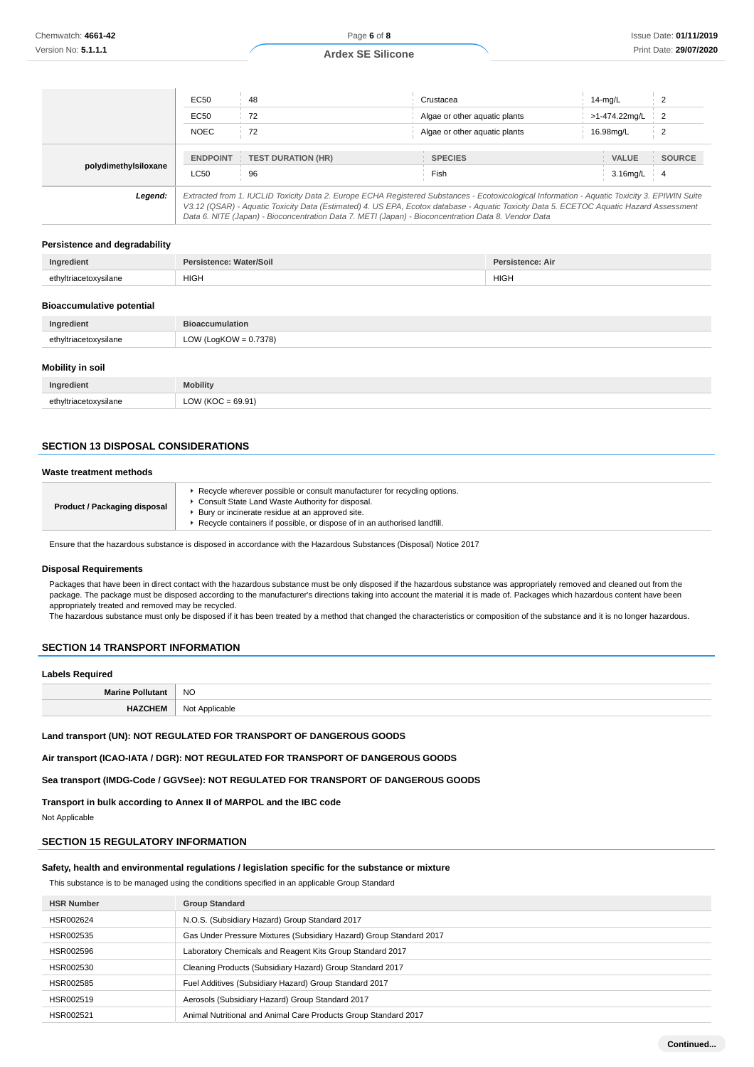| | | | | | |
|---|---|---|---|---|---|
| | EC50 | 48 | Crustacea | 14-mg/L | 2 |
| | EC50 | 72 | Algae or other aquatic plants | >1-474.22mg/L | 2 |
| | NOEC | 72 | Algae or other aquatic plants | 16.98mg/L | 2 |
| polydimethylsiloxane | ENDPOINT | TEST DURATION (HR) | SPECIES | VALUE | SOURCE |
| | LC50 | 96 | Fish | 3.16mg/L | 4 |
| ***Legend:*** | *Extracted from 1. IUCLID Toxicity Data 2. Europe ECHA Registered Substances - Ecotoxicological Information - Aquatic Toxicity 3. EPIWIN Suite V3.12 (QSAR) - Aquatic Toxicity Data (Estimated) 4. US EPA, Ecotox database - Aquatic Toxicity Data 5. ECETOC Aquatic Hazard Assessment Data 6. NITE (Japan) - Bioconcentration Data 7. METI (Japan) - Bioconcentration Data 8. Vendor Data* | | | | |

### Persistence and degradability

| Ingredient | Persistence: Water/Soil | Persistence: Air |
|---|---|---|
| ethyltriacetoxysilane | HIGH | HIGH |

### Bioaccumulative potential

| Ingredient | Bioaccumulation |
|---|---|
| ethyltriacetoxysilane | LOW (LogKOW = 0.7378) |

### Mobility in soil

| Ingredient | Mobility |
|---|---|
| ethyltriacetoxysilane | LOW (KOC = 69.91) |

## SECTION 13 DISPOSAL CONSIDERATIONS

### Waste treatment methods

| | |
|---|---|
| **Product / Packaging disposal** | ▸ Recycle wherever possible or consult manufacturer for recycling options.<br>▸ Consult State Land Waste Authority for disposal.<br>▸ Bury or incinerate residue at an approved site.<br>▸ Recycle containers if possible, or dispose of in an authorised landfill. |

Ensure that the hazardous substance is disposed in accordance with the Hazardous Substances (Disposal) Notice 2017

### Disposal Requirements

Packages that have been in direct contact with the hazardous substance must be only disposed if the hazardous substance was appropriately removed and cleaned out from the package. The package must be disposed according to the manufacturer's directions taking into account the material it is made of. Packages which hazardous content have been appropriately treated and removed may be recycled.
The hazardous substance must only be disposed if it has been treated by a method that changed the characteristics or composition of the substance and it is no longer hazardous.

## SECTION 14 TRANSPORT INFORMATION

### Labels Required

| | |
|---|---|
| **Marine Pollutant** | NO |
| **HAZCHEM** | Not Applicable |

**Land transport (UN): NOT REGULATED FOR TRANSPORT OF DANGEROUS GOODS**

**Air transport (ICAO-IATA / DGR): NOT REGULATED FOR TRANSPORT OF DANGEROUS GOODS**

**Sea transport (IMDG-Code / GGVSee): NOT REGULATED FOR TRANSPORT OF DANGEROUS GOODS**

**Transport in bulk according to Annex II of MARPOL and the IBC code**

Not Applicable

## SECTION 15 REGULATORY INFORMATION

### Safety, health and environmental regulations / legislation specific for the substance or mixture

This substance is to be managed using the conditions specified in an applicable Group Standard

| HSR Number | Group Standard |
|---|---|
| HSR002624 | N.O.S. (Subsidiary Hazard) Group Standard 2017 |
| HSR002535 | Gas Under Pressure Mixtures (Subsidiary Hazard) Group Standard 2017 |
| HSR002596 | Laboratory Chemicals and Reagent Kits Group Standard 2017 |
| HSR002530 | Cleaning Products (Subsidiary Hazard) Group Standard 2017 |
| HSR002585 | Fuel Additives (Subsidiary Hazard) Group Standard 2017 |
| HSR002519 | Aerosols (Subsidiary Hazard) Group Standard 2017 |
| HSR002521 | Animal Nutritional and Animal Care Products Group Standard 2017 |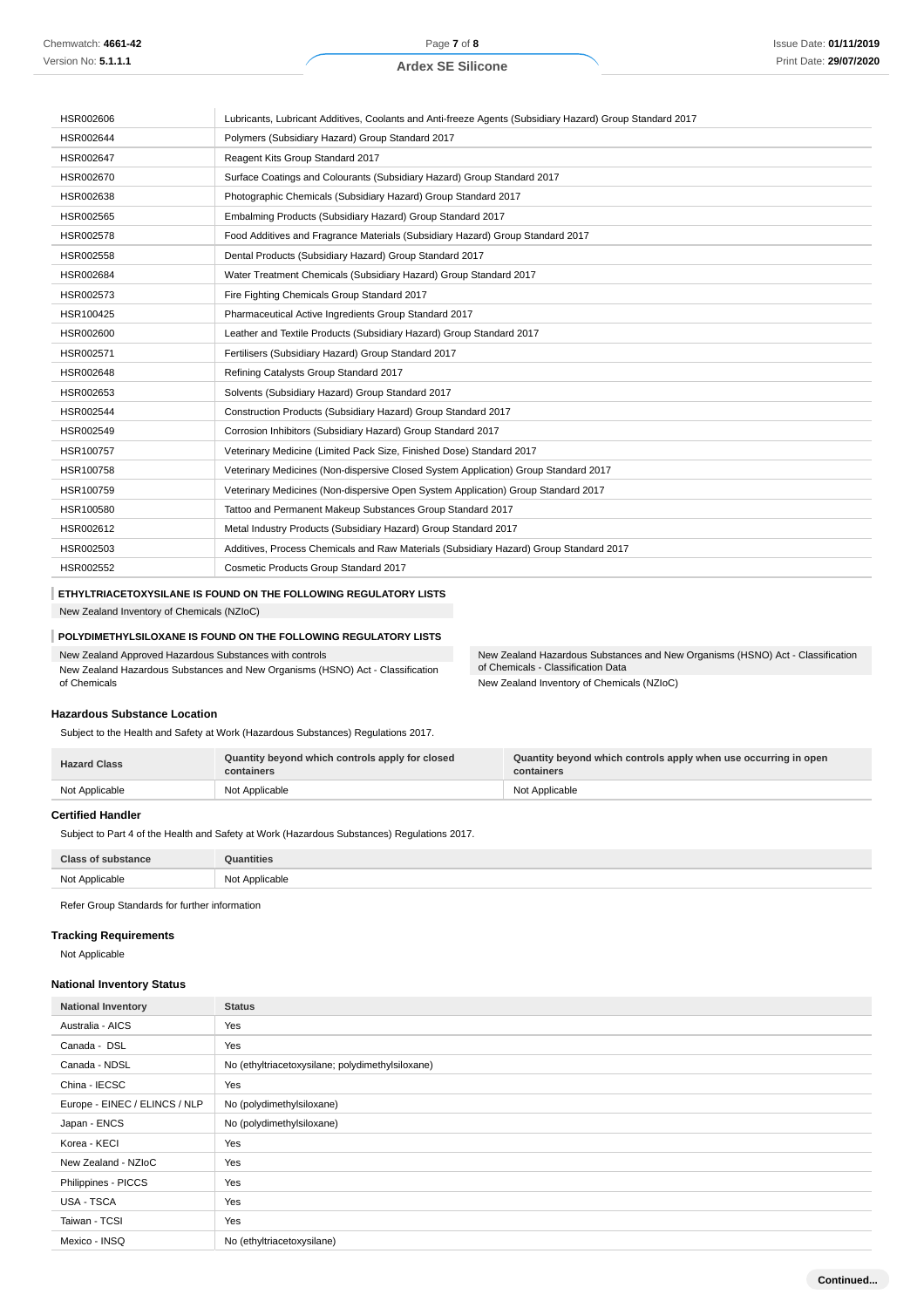| | |
|---|---|
| HSR002606 | Lubricants, Lubricant Additives, Coolants and Anti-freeze Agents (Subsidiary Hazard) Group Standard 2017 |
| HSR002644 | Polymers (Subsidiary Hazard) Group Standard 2017 |
| HSR002647 | Reagent Kits Group Standard 2017 |
| HSR002670 | Surface Coatings and Colourants (Subsidiary Hazard) Group Standard 2017 |
| HSR002638 | Photographic Chemicals (Subsidiary Hazard) Group Standard 2017 |
| HSR002565 | Embalming Products (Subsidiary Hazard) Group Standard 2017 |
| HSR002578 | Food Additives and Fragrance Materials (Subsidiary Hazard) Group Standard 2017 |
| HSR002558 | Dental Products (Subsidiary Hazard) Group Standard 2017 |
| HSR002684 | Water Treatment Chemicals (Subsidiary Hazard) Group Standard 2017 |
| HSR002573 | Fire Fighting Chemicals Group Standard 2017 |
| HSR100425 | Pharmaceutical Active Ingredients Group Standard 2017 |
| HSR002600 | Leather and Textile Products (Subsidiary Hazard) Group Standard 2017 |
| HSR002571 | Fertilisers (Subsidiary Hazard) Group Standard 2017 |
| HSR002648 | Refining Catalysts Group Standard 2017 |
| HSR002653 | Solvents (Subsidiary Hazard) Group Standard 2017 |
| HSR002544 | Construction Products (Subsidiary Hazard) Group Standard 2017 |
| HSR002549 | Corrosion Inhibitors (Subsidiary Hazard) Group Standard 2017 |
| HSR100757 | Veterinary Medicine (Limited Pack Size, Finished Dose) Standard 2017 |
| HSR100758 | Veterinary Medicines (Non-dispersive Closed System Application) Group Standard 2017 |
| HSR100759 | Veterinary Medicines (Non-dispersive Open System Application) Group Standard 2017 |
| HSR100580 | Tattoo and Permanent Makeup Substances Group Standard 2017 |
| HSR002612 | Metal Industry Products (Subsidiary Hazard) Group Standard 2017 |
| HSR002503 | Additives, Process Chemicals and Raw Materials (Subsidiary Hazard) Group Standard 2017 |
| HSR002552 | Cosmetic Products Group Standard 2017 |

**ETHYLTRIACETOXYSILANE IS FOUND ON THE FOLLOWING REGULATORY LISTS**

New Zealand Inventory of Chemicals (NZIoC)

**POLYDIMETHYLSILOXANE IS FOUND ON THE FOLLOWING REGULATORY LISTS**

New Zealand Approved Hazardous Substances with controls

New Zealand Hazardous Substances and New Organisms (HSNO) Act - Classification of Chemicals

New Zealand Hazardous Substances and New Organisms (HSNO) Act - Classification of Chemicals - Classification Data

New Zealand Inventory of Chemicals (NZIoC)

### Hazardous Substance Location

Subject to the Health and Safety at Work (Hazardous Substances) Regulations 2017.

| Hazard Class | Quantity beyond which controls apply for closed containers | Quantity beyond which controls apply when use occurring in open containers |
|---|---|---|
| Not Applicable | Not Applicable | Not Applicable |

### Certified Handler

Subject to Part 4 of the Health and Safety at Work (Hazardous Substances) Regulations 2017.

| Class of substance | Quantities |
|---|---|
| Not Applicable | Not Applicable |

Refer Group Standards for further information

### Tracking Requirements

Not Applicable

### National Inventory Status

| National Inventory | Status |
|---|---|
| Australia - AICS | Yes |
| Canada - DSL | Yes |
| Canada - NDSL | No (ethyltriacetoxysilane; polydimethylsiloxane) |
| China - IECSC | Yes |
| Europe - EINEC / ELINCS / NLP | No (polydimethylsiloxane) |
| Japan - ENCS | No (polydimethylsiloxane) |
| Korea - KECI | Yes |
| New Zealand - NZIoC | Yes |
| Philippines - PICCS | Yes |
| USA - TSCA | Yes |
| Taiwan - TCSI | Yes |
| Mexico - INSQ | No (ethyltriacetoxysilane) |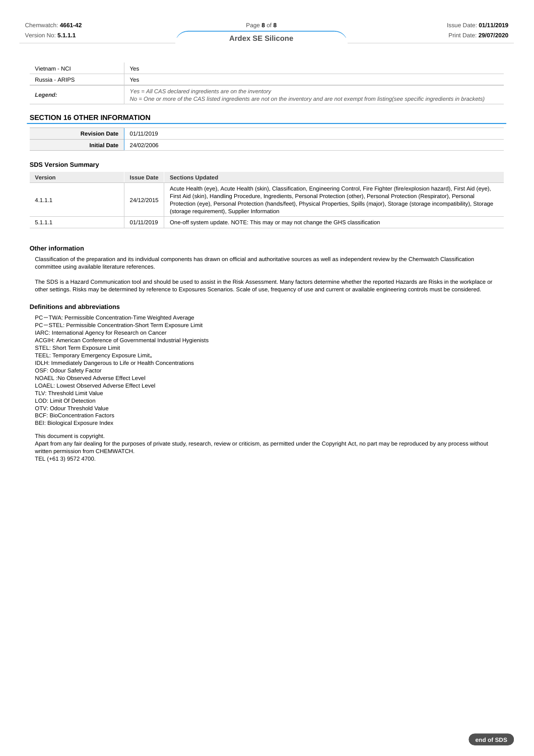| | |
|---|---|
| Vietnam - NCI | Yes |
| Russia - ARIPS | Yes |
| ***Legend:*** | *Yes = All CAS declared ingredients are on the inventory*<br>*No = One or more of the CAS listed ingredients are not on the inventory and are not exempt from listing(see specific ingredients in brackets)* |

## SECTION 16 OTHER INFORMATION

| | |
|---|---|
| **Revision Date** | 01/11/2019 |
| **Initial Date** | 24/02/2006 |

### SDS Version Summary

| Version | Issue Date | Sections Updated |
|---|---|---|
| 4.1.1.1 | 24/12/2015 | Acute Health (eye), Acute Health (skin), Classification, Engineering Control, Fire Fighter (fire/explosion hazard), First Aid (eye), First Aid (skin), Handling Procedure, Ingredients, Personal Protection (other), Personal Protection (Respirator), Personal Protection (eye), Personal Protection (hands/feet), Physical Properties, Spills (major), Storage (storage incompatibility), Storage (storage requirement), Supplier Information |
| 5.1.1.1 | 01/11/2019 | One-off system update. NOTE: This may or may not change the GHS classification |

### Other information

Classification of the preparation and its individual components has drawn on official and authoritative sources as well as independent review by the Chemwatch Classification committee using available literature references.

The SDS is a Hazard Communication tool and should be used to assist in the Risk Assessment. Many factors determine whether the reported Hazards are Risks in the workplace or other settings. Risks may be determined by reference to Exposures Scenarios. Scale of use, frequency of use and current or available engineering controls must be considered.

### Definitions and abbreviations

PC－TWA: Permissible Concentration-Time Weighted Average
PC－STEL: Permissible Concentration-Short Term Exposure Limit
IARC: International Agency for Research on Cancer
ACGIH: American Conference of Governmental Industrial Hygienists
STEL: Short Term Exposure Limit
TEEL: Temporary Emergency Exposure Limit。
IDLH: Immediately Dangerous to Life or Health Concentrations
OSF: Odour Safety Factor
NOAEL :No Observed Adverse Effect Level
LOAEL: Lowest Observed Adverse Effect Level
TLV: Threshold Limit Value
LOD: Limit Of Detection
OTV: Odour Threshold Value
BCF: BioConcentration Factors
BEI: Biological Exposure Index

This document is copyright.
Apart from any fair dealing for the purposes of private study, research, review or criticism, as permitted under the Copyright Act, no part may be reproduced by any process without written permission from CHEMWATCH.
TEL (+61 3) 9572 4700.

end of SDS